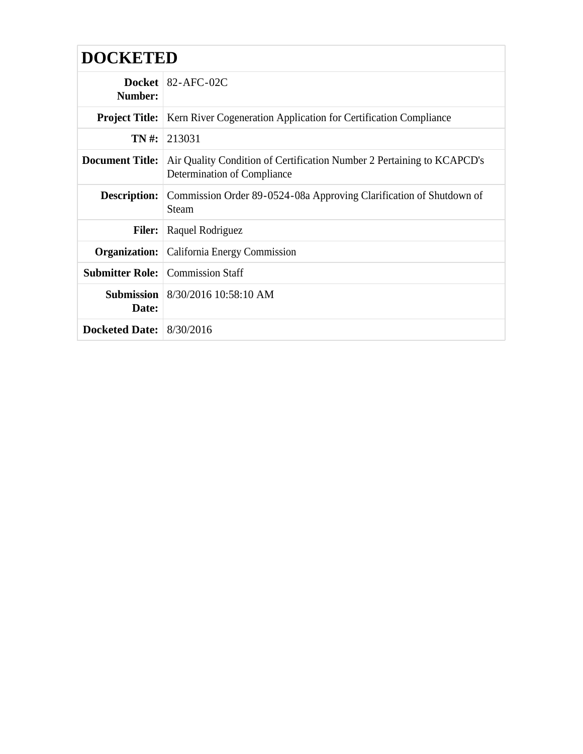# DOCKETED

| | |
|---|---|
| **Docket Number:** | 82-AFC-02C |
| **Project Title:** | Kern River Cogeneration Application for Certification Compliance |
| **TN #:** | 213031 |
| **Document Title:** | Air Quality Condition of Certification Number 2 Pertaining to KCAPCD's Determination of Compliance |
| **Description:** | Commission Order 89-0524-08a Approving Clarification of Shutdown of Steam |
| **Filer:** | Raquel Rodriguez |
| **Organization:** | California Energy Commission |
| **Submitter Role:** | Commission Staff |
| **Submission Date:** | 8/30/2016 10:58:10 AM |
| **Docketed Date:** | 8/30/2016 |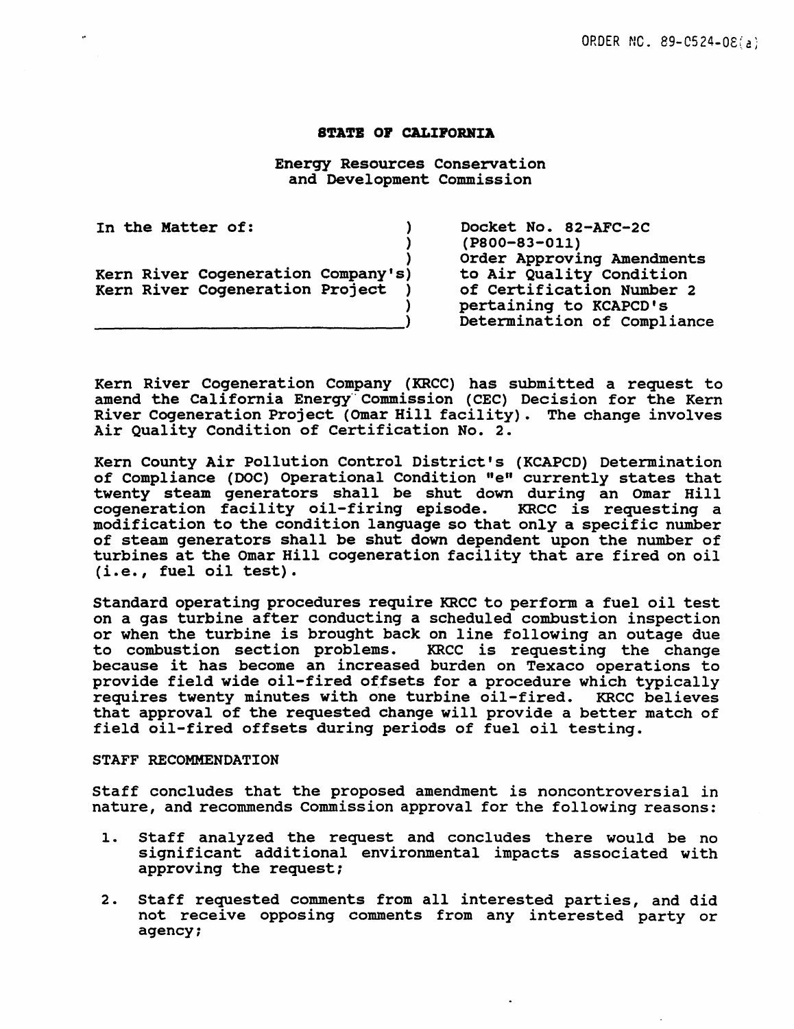ORDER NO. 89-0524-08(a)

**STATE OF CALIFORNIA**

Energy Resources Conservation and Development Commission

| In the Matter of: | Docket No. 82-AFC-2C (P800-83-011) |
| --- | --- |
| Kern River Cogeneration Company's Kern River Cogeneration Project | Order Approving Amendments to Air Quality Condition of Certification Number 2 pertaining to KCAPCD's Determination of Compliance |

Kern River Cogeneration Company (KRCC) has submitted a request to amend the California Energy Commission (CEC) Decision for the Kern River Cogeneration Project (Omar Hill facility). The change involves Air Quality Condition of Certification No. 2.

Kern County Air Pollution Control District's (KCAPCD) Determination of Compliance (DOC) Operational Condition "e" currently states that twenty steam generators shall be shut down during an Omar Hill cogeneration facility oil-firing episode. KRCC is requesting a modification to the condition language so that only a specific number of steam generators shall be shut down dependent upon the number of turbines at the Omar Hill cogeneration facility that are fired on oil (i.e., fuel oil test).

Standard operating procedures require KRCC to perform a fuel oil test on a gas turbine after conducting a scheduled combustion inspection or when the turbine is brought back on line following an outage due to combustion section problems. KRCC is requesting the change because it has become an increased burden on Texaco operations to provide field wide oil-fired offsets for a procedure which typically requires twenty minutes with one turbine oil-fired. KRCC believes that approval of the requested change will provide a better match of field oil-fired offsets during periods of fuel oil testing.

STAFF RECOMMENDATION

Staff concludes that the proposed amendment is noncontroversial in nature, and recommends Commission approval for the following reasons:

1. Staff analyzed the request and concludes there would be no significant additional environmental impacts associated with approving the request;

2. Staff requested comments from all interested parties, and did not receive opposing comments from any interested party or agency;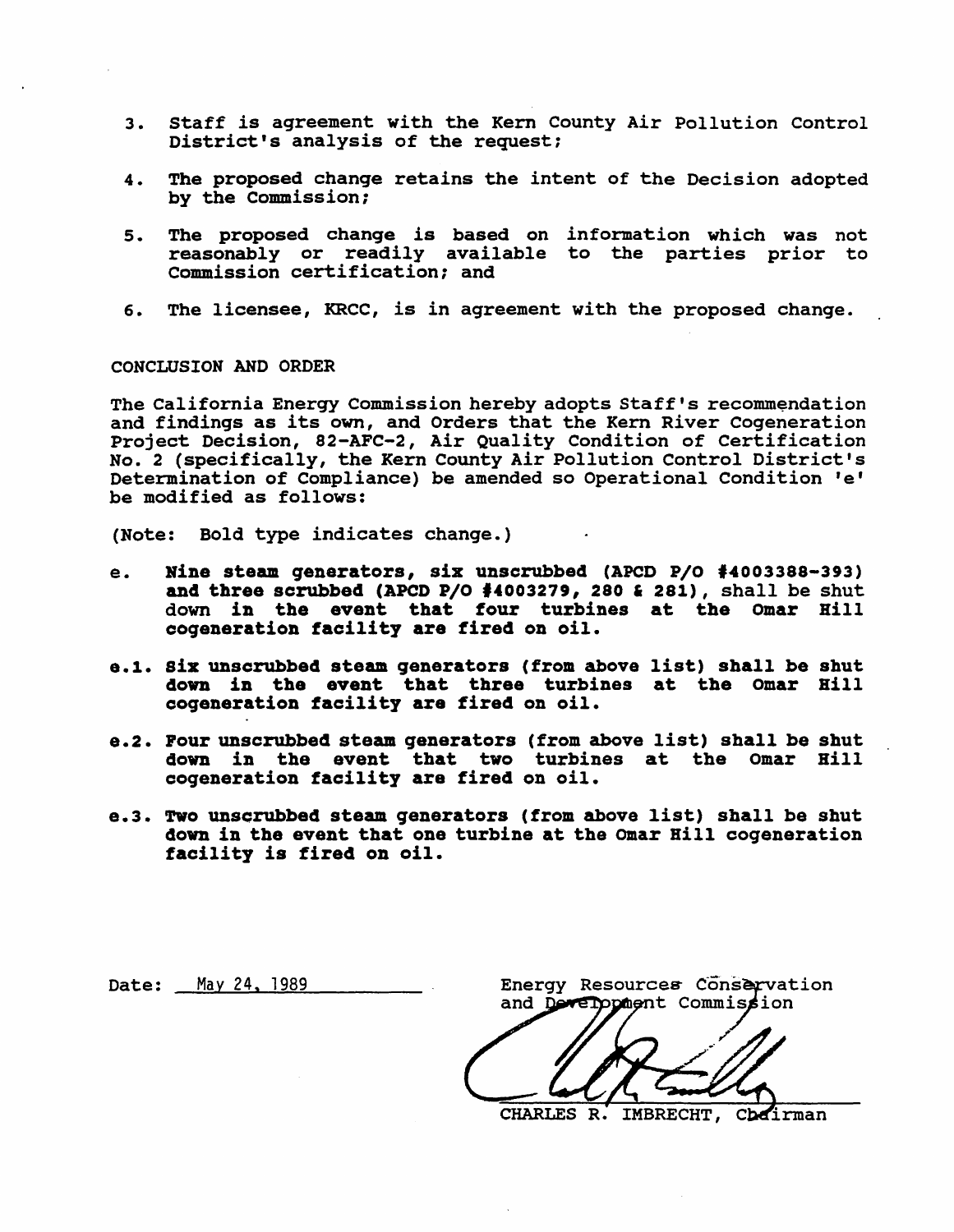3. Staff is agreement with the Kern County Air Pollution Control District's analysis of the request;

4. The proposed change retains the intent of the Decision adopted by the Commission;

5. The proposed change is based on information which was not reasonably or readily available to the parties prior to Commission certification; and

6. The licensee, KRCC, is in agreement with the proposed change.

CONCLUSION AND ORDER

The California Energy Commission hereby adopts Staff's recommendation and findings as its own, and Orders that the Kern River Cogeneration Project Decision, 82-AFC-2, Air Quality Condition of Certification No. 2 (specifically, the Kern County Air Pollution Control District's Determination of Compliance) be amended so Operational Condition 'e' be modified as follows:

(Note: Bold type indicates change.)

e. **Nine steam generators, six unscrubbed (APCD P/O #4003388-393) and three scrubbed (APCD P/O #4003279, 280 & 281)**, shall be shut down **in the event that four turbines at the Omar Hill cogeneration facility are fired on oil.**

**e.1. Six unscrubbed steam generators (from above list) shall be shut down in the event that three turbines at the Omar Hill cogeneration facility are fired on oil.**

**e.2. Four unscrubbed steam generators (from above list) shall be shut down in the event that two turbines at the Omar Hill cogeneration facility are fired on oil.**

**e.3. Two unscrubbed steam generators (from above list) shall be shut down in the event that one turbine at the Omar Hill cogeneration facility is fired on oil.**

Date: May 24, 1989

Energy Resources Conservation and Development Commission

CHARLES R. IMBRECHT, Chairman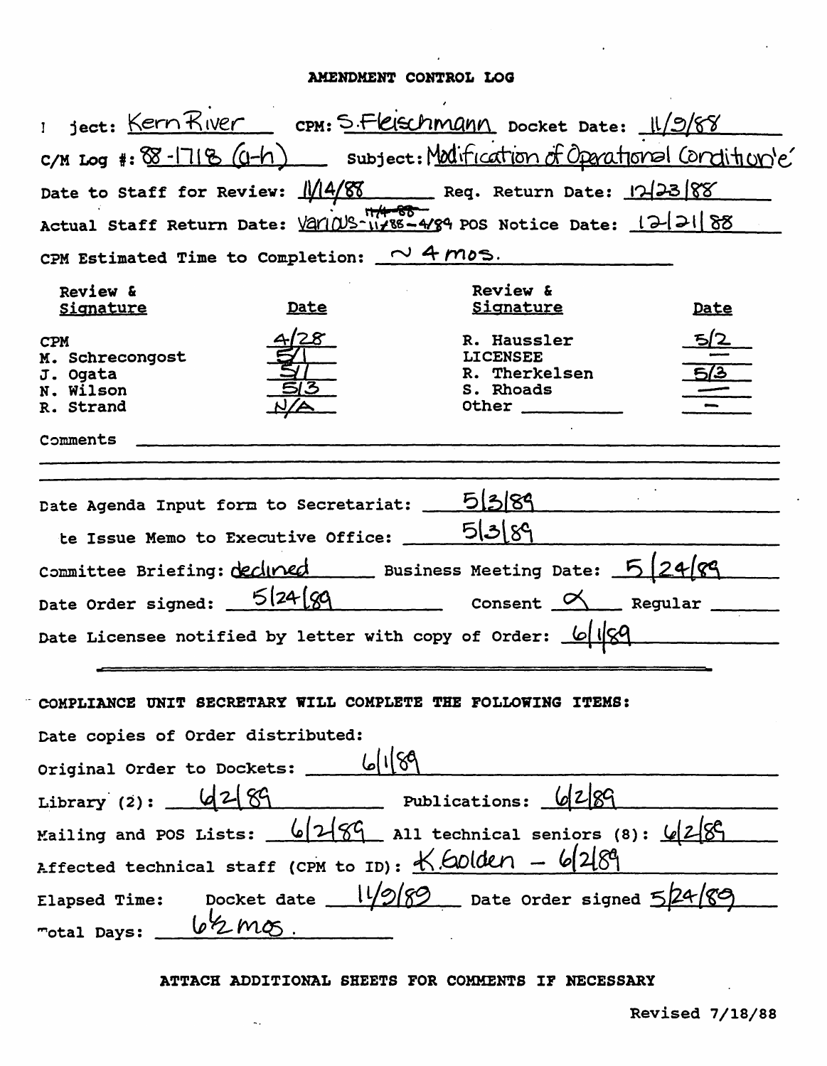# AMENDMENT CONTROL LOG

Project: Kern River CPM: S.Fleischmann Docket Date: 11/9/88

C/M Log #: 88-1718 (a-h) Subject: Modification of Operational Condition'e'

Date to Staff for Review: 11/14/88 Req. Return Date: 12/23/88

Actual Staff Return Date: Various-~~11/4-88~~ 11/88-4/89 POS Notice Date: 12/21/88

CPM Estimated Time to Completion: ~ 4 mos.

| Review & Signature | Date | Review & Signature | Date |
|---|---|---|---|
| CPM | 4/28 | R. Haussler | 5/2 |
| M. Schrecongost | 5/1 | LICENSEE | — |
| J. Ogata | 5/1 | R. Therkelsen | 5/3 |
| N. Wilson | 5/3 | S. Rhoads | — |
| R. Strand | N/A | Other | — |

Comments

Date Agenda Input form to Secretariat: 5/3/89

Date Issue Memo to Executive Office: 5/3/89

Committee Briefing: declined Business Meeting Date: 5/24/89

Date Order signed: 5/24/89 Consent ✓ Regular

Date Licensee notified by letter with copy of Order: 6/1/89

**COMPLIANCE UNIT SECRETARY WILL COMPLETE THE FOLLOWING ITEMS:**

Date copies of Order distributed:

Original Order to Dockets: 6/1/89

Library (2): 6/2/89 Publications: 6/2/89

Mailing and POS Lists: 6/2/89 All technical seniors (8): 6/2/89

Affected technical staff (CPM to ID): K.Golden - 6/2/89

Elapsed Time: Docket date 11/9/89 Date order signed 5/24/89

Total Days: 6½ mos.

**ATTACH ADDITIONAL SHEETS FOR COMMENTS IF NECESSARY**

Revised 7/18/88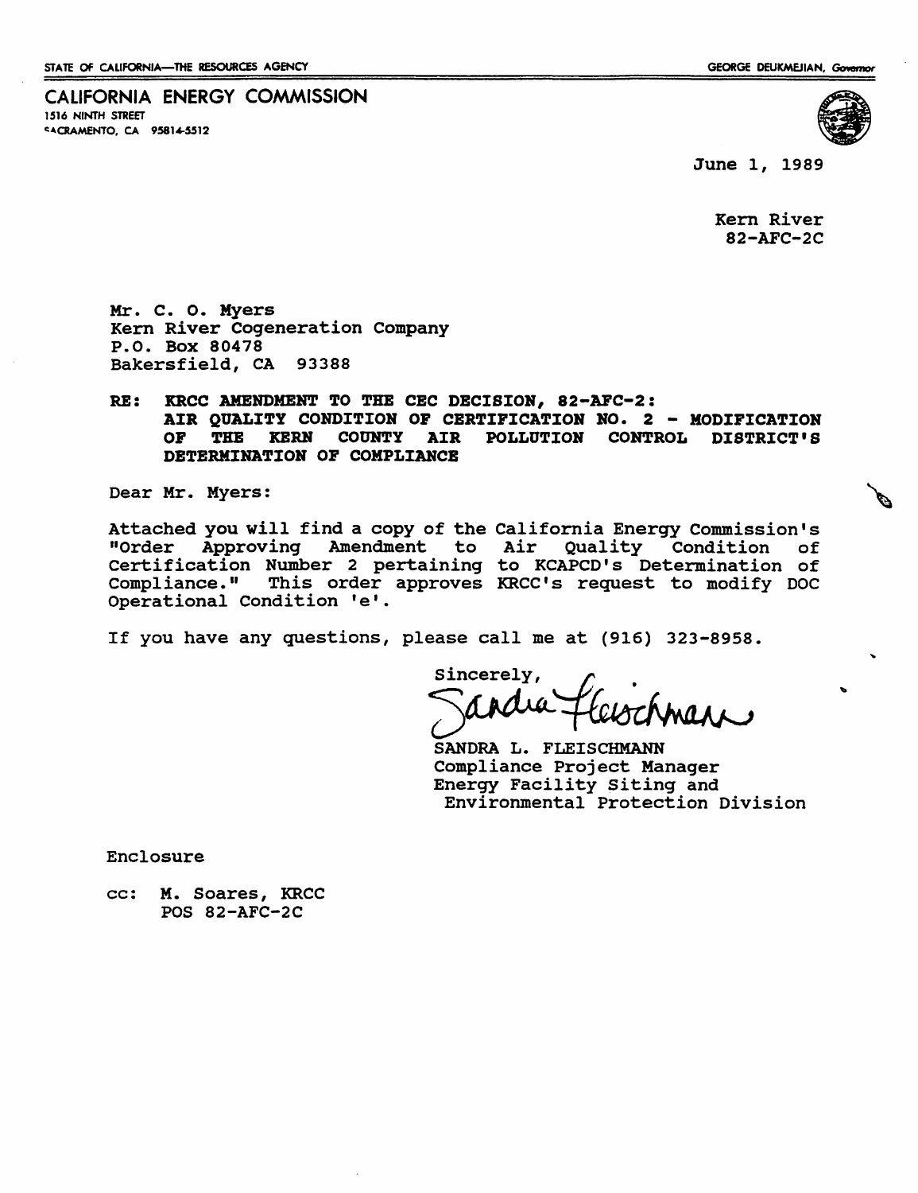STATE OF CALIFORNIA—THE RESOURCES AGENCY GEORGE DEUKMEJIAN, *Governor*

# CALIFORNIA ENERGY COMMISSION

1516 NINTH STREET
SACRAMENTO, CA 95814-5512

June 1, 1989

Kern River
82-AFC-2C

Mr. C. O. Myers
Kern River Cogeneration Company
P.O. Box 80478
Bakersfield, CA 93388

**RE: KRCC AMENDMENT TO THE CEC DECISION, 82-AFC-2: AIR QUALITY CONDITION OF CERTIFICATION NO. 2 - MODIFICATION OF THE KERN COUNTY AIR POLLUTION CONTROL DISTRICT'S DETERMINATION OF COMPLIANCE**

Dear Mr. Myers:

Attached you will find a copy of the California Energy Commission's "Order Approving Amendment to Air Quality Condition of Certification Number 2 pertaining to KCAPCD's Determination of Compliance." This order approves KRCC's request to modify DOC Operational Condition 'e'.

If you have any questions, please call me at (916) 323-8958.

Sincerely,

Sandra Fleischmann

SANDRA L. FLEISCHMANN
Compliance Project Manager
Energy Facility Siting and
Environmental Protection Division

Enclosure

cc: M. Soares, KRCC
POS 82-AFC-2C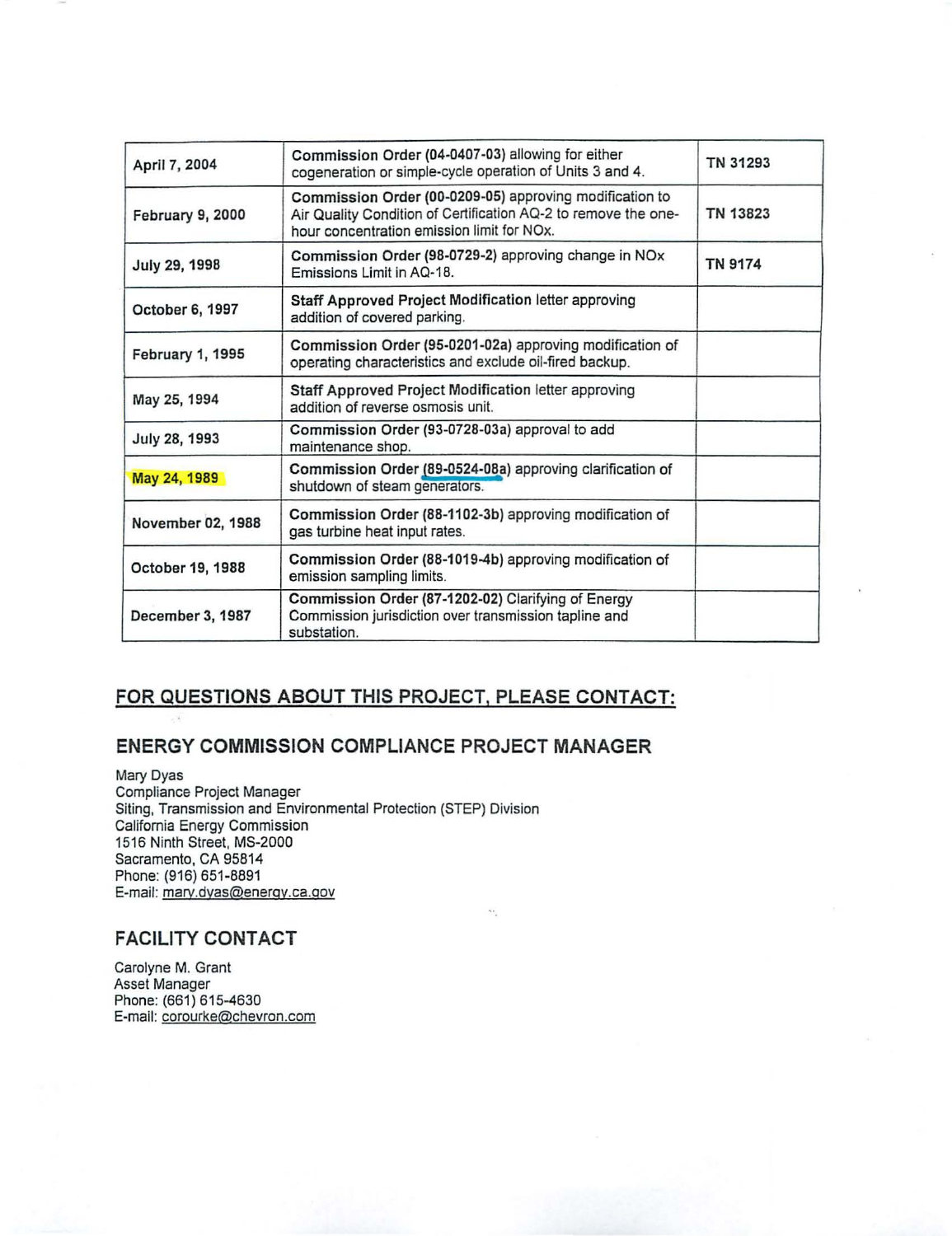| | | |
|---|---|---|
| April 7, 2004 | **Commission Order (04-0407-03)** allowing for either cogeneration or simple-cycle operation of Units 3 and 4. | TN 31293 |
| February 9, 2000 | **Commission Order (00-0209-05)** approving modification to Air Quality Condition of Certification AQ-2 to remove the one-hour concentration emission limit for NOx. | TN 13823 |
| July 29, 1998 | **Commission Order (98-0729-2)** approving change in NOx Emissions Limit in AQ-18. | TN 9174 |
| October 6, 1997 | **Staff Approved Project Modification** letter approving addition of covered parking. | |
| February 1, 1995 | **Commission Order (95-0201-02a)** approving modification of operating characteristics and exclude oil-fired backup. | |
| May 25, 1994 | **Staff Approved Project Modification** letter approving addition of reverse osmosis unit. | |
| July 28, 1993 | **Commission Order (93-0728-03a)** approval to add maintenance shop. | |
| May 24, 1989 | **Commission Order (89-0524-08a)** approving clarification of shutdown of steam generators. | |
| November 02, 1988 | **Commission Order (88-1102-3b)** approving modification of gas turbine heat input rates. | |
| October 19, 1988 | **Commission Order (88-1019-4b)** approving modification of emission sampling limits. | |
| December 3, 1987 | **Commission Order (87-1202-02)** Clarifying of Energy Commission jurisdiction over transmission tapline and substation. | |

## FOR QUESTIONS ABOUT THIS PROJECT, PLEASE CONTACT:

### ENERGY COMMISSION COMPLIANCE PROJECT MANAGER

Mary Dyas
Compliance Project Manager
Siting, Transmission and Environmental Protection (STEP) Division
California Energy Commission
1516 Ninth Street, MS-2000
Sacramento, CA 95814
Phone: (916) 651-8891
E-mail: mary.dyas@energy.ca.gov

### FACILITY CONTACT

Carolyne M. Grant
Asset Manager
Phone: (661) 615-4630
E-mail: corourke@chevron.com